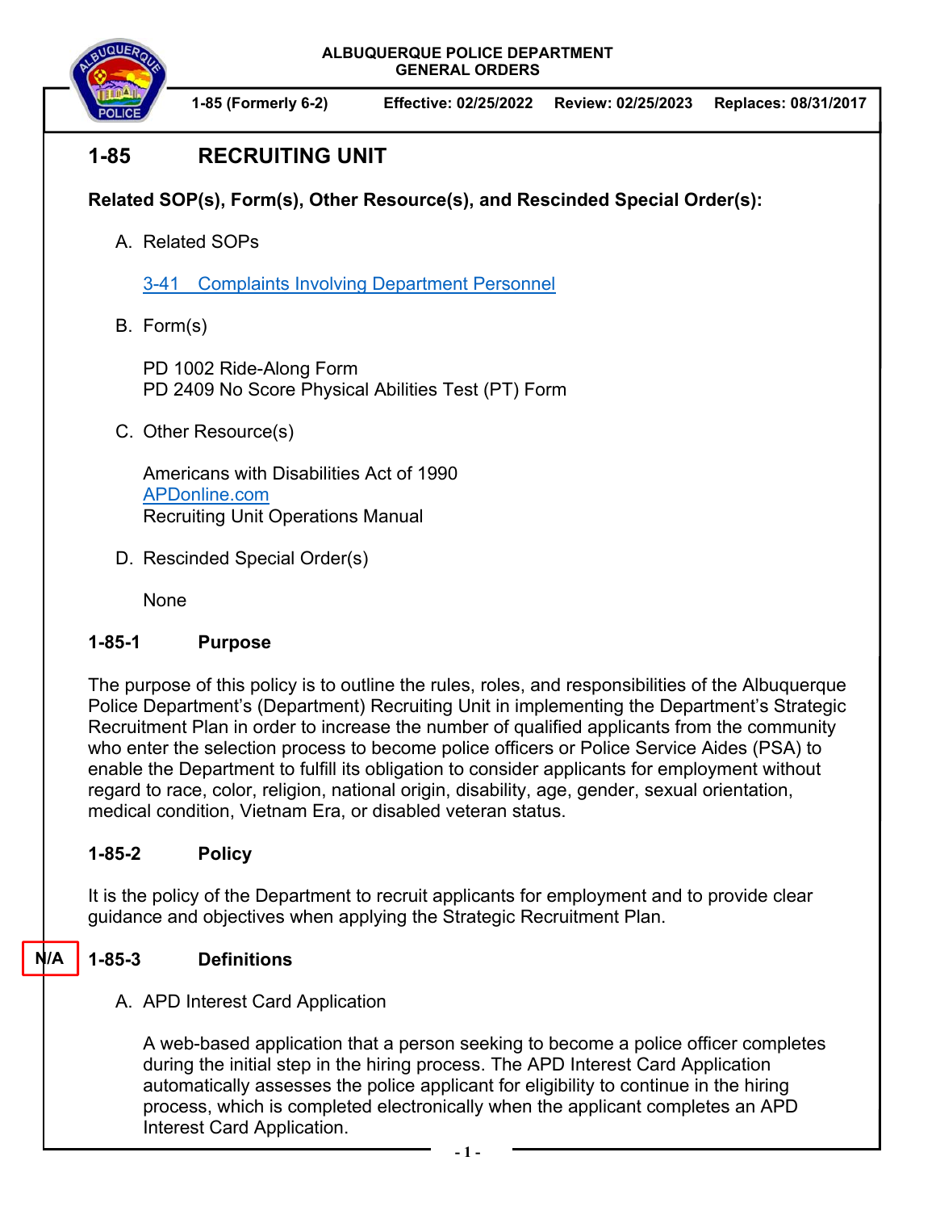ALBUQUERQUE POLICE DEPARTMENT
GENERAL ORDERS

1-85 (Formerly 6-2) | Effective: 02/25/2022 | Review: 02/25/2023 | Replaces: 08/31/2017

# 1-85 RECRUITING UNIT

**Related SOP(s), Form(s), Other Resource(s), and Rescinded Special Order(s):**

A. Related SOPs

[3-41 Complaints Involving Department Personnel](3-41)

B. Form(s)

PD 1002 Ride-Along Form
PD 2409 No Score Physical Abilities Test (PT) Form

C. Other Resource(s)

Americans with Disabilities Act of 1990
[APDonline.com](APDonline.com)
Recruiting Unit Operations Manual

D. Rescinded Special Order(s)

None

## 1-85-1 Purpose

The purpose of this policy is to outline the rules, roles, and responsibilities of the Albuquerque Police Department's (Department) Recruiting Unit in implementing the Department's Strategic Recruitment Plan in order to increase the number of qualified applicants from the community who enter the selection process to become police officers or Police Service Aides (PSA) to enable the Department to fulfill its obligation to consider applicants for employment without regard to race, color, religion, national origin, disability, age, gender, sexual orientation, medical condition, Vietnam Era, or disabled veteran status.

## 1-85-2 Policy

It is the policy of the Department to recruit applicants for employment and to provide clear guidance and objectives when applying the Strategic Recruitment Plan.

N/A

## 1-85-3 Definitions

A. APD Interest Card Application

A web-based application that a person seeking to become a police officer completes during the initial step in the hiring process. The APD Interest Card Application automatically assesses the police applicant for eligibility to continue in the hiring process, which is completed electronically when the applicant completes an APD Interest Card Application.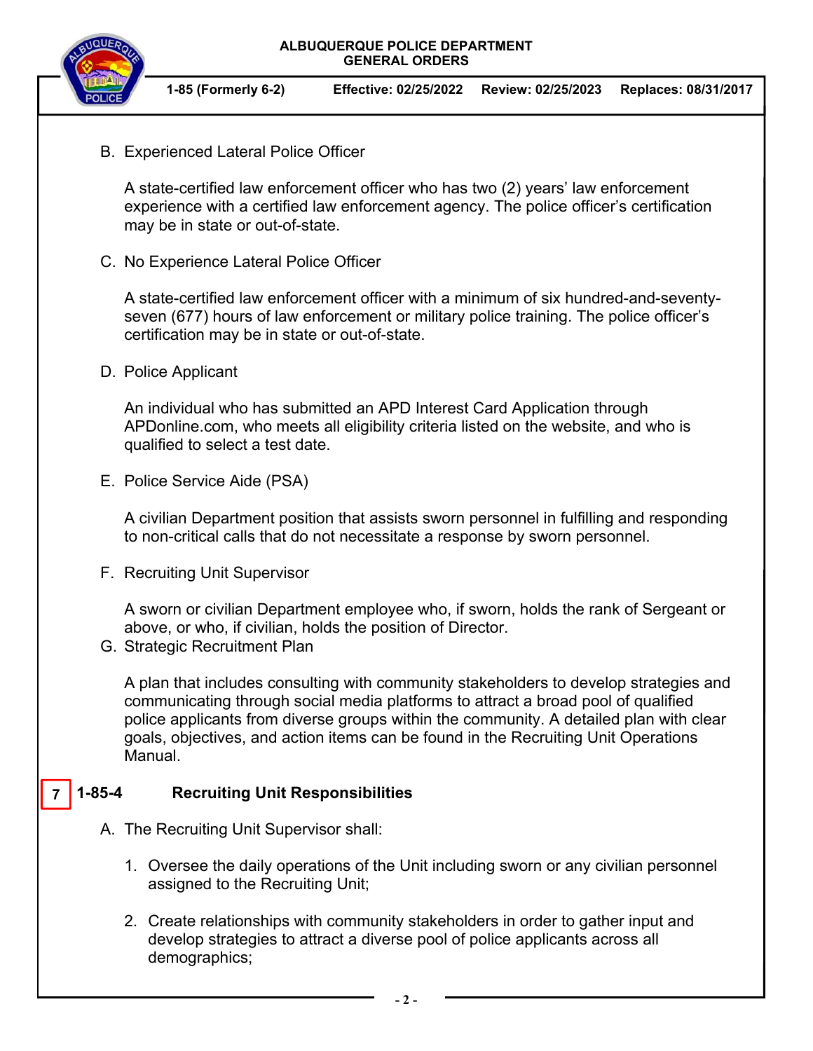B. Experienced Lateral Police Officer

   A state-certified law enforcement officer who has two (2) years' law enforcement experience with a certified law enforcement agency. The police officer's certification may be in state or out-of-state.

C. No Experience Lateral Police Officer

   A state-certified law enforcement officer with a minimum of six hundred-and-seventy-seven (677) hours of law enforcement or military police training. The police officer's certification may be in state or out-of-state.

D. Police Applicant

   An individual who has submitted an APD Interest Card Application through APDonline.com, who meets all eligibility criteria listed on the website, and who is qualified to select a test date.

E. Police Service Aide (PSA)

   A civilian Department position that assists sworn personnel in fulfilling and responding to non-critical calls that do not necessitate a response by sworn personnel.

F. Recruiting Unit Supervisor

   A sworn or civilian Department employee who, if sworn, holds the rank of Sergeant or above, or who, if civilian, holds the position of Director.

G. Strategic Recruitment Plan

   A plan that includes consulting with community stakeholders to develop strategies and communicating through social media platforms to attract a broad pool of qualified police applicants from diverse groups within the community. A detailed plan with clear goals, objectives, and action items can be found in the Recruiting Unit Operations Manual.

## 7 1-85-4 Recruiting Unit Responsibilities

A. The Recruiting Unit Supervisor shall:

   1. Oversee the daily operations of the Unit including sworn or any civilian personnel assigned to the Recruiting Unit;

   2. Create relationships with community stakeholders in order to gather input and develop strategies to attract a diverse pool of police applicants across all demographics;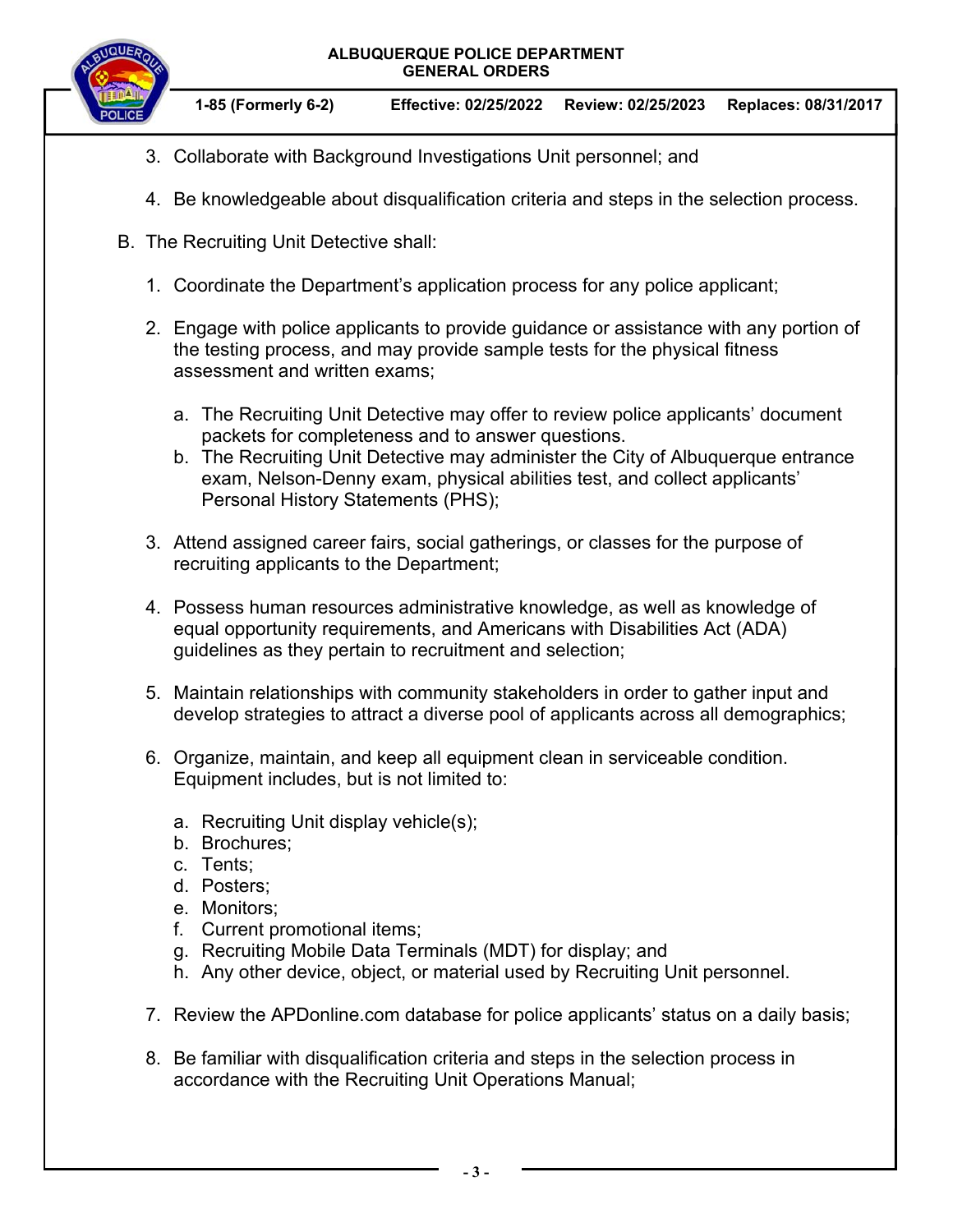3. Collaborate with Background Investigations Unit personnel; and

4. Be knowledgeable about disqualification criteria and steps in the selection process.

B. The Recruiting Unit Detective shall:

1. Coordinate the Department's application process for any police applicant;

2. Engage with police applicants to provide guidance or assistance with any portion of the testing process, and may provide sample tests for the physical fitness assessment and written exams;

   a. The Recruiting Unit Detective may offer to review police applicants' document packets for completeness and to answer questions.
   b. The Recruiting Unit Detective may administer the City of Albuquerque entrance exam, Nelson-Denny exam, physical abilities test, and collect applicants' Personal History Statements (PHS);

3. Attend assigned career fairs, social gatherings, or classes for the purpose of recruiting applicants to the Department;

4. Possess human resources administrative knowledge, as well as knowledge of equal opportunity requirements, and Americans with Disabilities Act (ADA) guidelines as they pertain to recruitment and selection;

5. Maintain relationships with community stakeholders in order to gather input and develop strategies to attract a diverse pool of applicants across all demographics;

6. Organize, maintain, and keep all equipment clean in serviceable condition. Equipment includes, but is not limited to:

   a. Recruiting Unit display vehicle(s);
   b. Brochures;
   c. Tents;
   d. Posters;
   e. Monitors;
   f. Current promotional items;
   g. Recruiting Mobile Data Terminals (MDT) for display; and
   h. Any other device, object, or material used by Recruiting Unit personnel.

7. Review the APDonline.com database for police applicants' status on a daily basis;

8. Be familiar with disqualification criteria and steps in the selection process in accordance with the Recruiting Unit Operations Manual;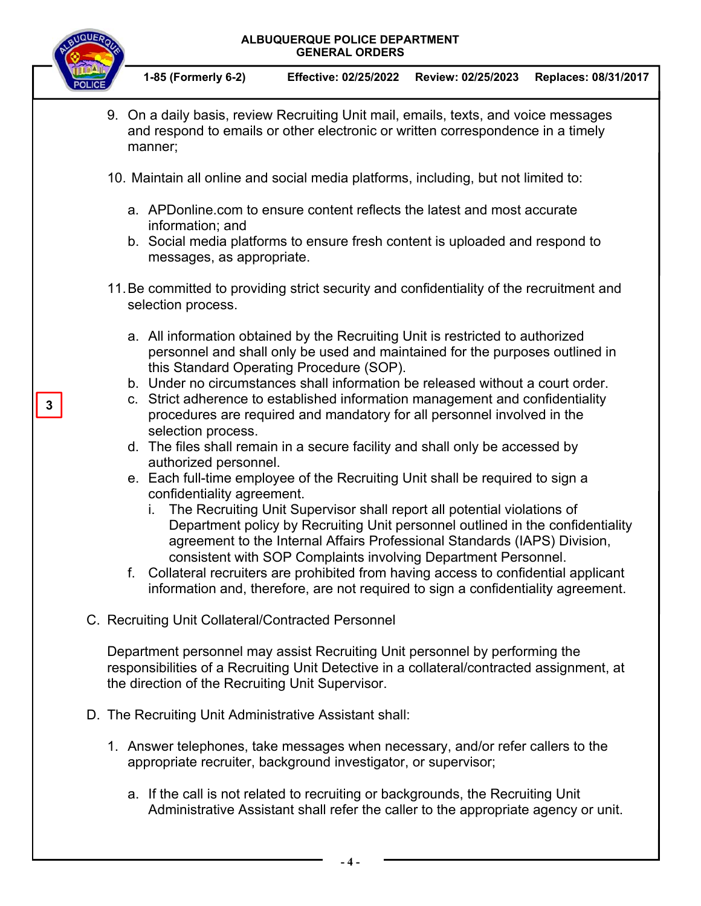9. On a daily basis, review Recruiting Unit mail, emails, texts, and voice messages and respond to emails or other electronic or written correspondence in a timely manner;

10. Maintain all online and social media platforms, including, but not limited to:

    a. APDonline.com to ensure content reflects the latest and most accurate information; and
    b. Social media platforms to ensure fresh content is uploaded and respond to messages, as appropriate.

11. Be committed to providing strict security and confidentiality of the recruitment and selection process.

    a. All information obtained by the Recruiting Unit is restricted to authorized personnel and shall only be used and maintained for the purposes outlined in this Standard Operating Procedure (SOP).
    b. Under no circumstances shall information be released without a court order.
    c. Strict adherence to established information management and confidentiality procedures are required and mandatory for all personnel involved in the selection process.
    d. The files shall remain in a secure facility and shall only be accessed by authorized personnel.
    e. Each full-time employee of the Recruiting Unit shall be required to sign a confidentiality agreement.
        i. The Recruiting Unit Supervisor shall report all potential violations of Department policy by Recruiting Unit personnel outlined in the confidentiality agreement to the Internal Affairs Professional Standards (IAPS) Division, consistent with SOP Complaints involving Department Personnel.
    f. Collateral recruiters are prohibited from having access to confidential applicant information and, therefore, are not required to sign a confidentiality agreement.

C. Recruiting Unit Collateral/Contracted Personnel

Department personnel may assist Recruiting Unit personnel by performing the responsibilities of a Recruiting Unit Detective in a collateral/contracted assignment, at the direction of the Recruiting Unit Supervisor.

D. The Recruiting Unit Administrative Assistant shall:

1. Answer telephones, take messages when necessary, and/or refer callers to the appropriate recruiter, background investigator, or supervisor;

    a. If the call is not related to recruiting or backgrounds, the Recruiting Unit Administrative Assistant shall refer the caller to the appropriate agency or unit.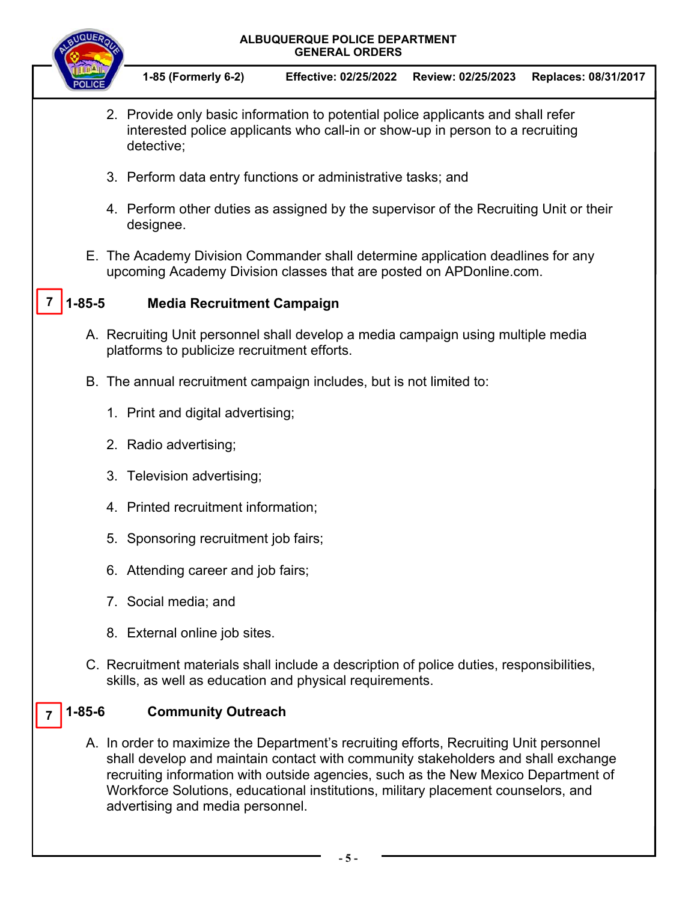2. Provide only basic information to potential police applicants and shall refer interested police applicants who call-in or show-up in person to a recruiting detective;

3. Perform data entry functions or administrative tasks; and

4. Perform other duties as assigned by the supervisor of the Recruiting Unit or their designee.

E. The Academy Division Commander shall determine application deadlines for any upcoming Academy Division classes that are posted on APDonline.com.

## 7 1-85-5 Media Recruitment Campaign

A. Recruiting Unit personnel shall develop a media campaign using multiple media platforms to publicize recruitment efforts.

B. The annual recruitment campaign includes, but is not limited to:

1. Print and digital advertising;

2. Radio advertising;

3. Television advertising;

4. Printed recruitment information;

5. Sponsoring recruitment job fairs;

6. Attending career and job fairs;

7. Social media; and

8. External online job sites.

C. Recruitment materials shall include a description of police duties, responsibilities, skills, as well as education and physical requirements.

## 7 1-85-6 Community Outreach

A. In order to maximize the Department's recruiting efforts, Recruiting Unit personnel shall develop and maintain contact with community stakeholders and shall exchange recruiting information with outside agencies, such as the New Mexico Department of Workforce Solutions, educational institutions, military placement counselors, and advertising and media personnel.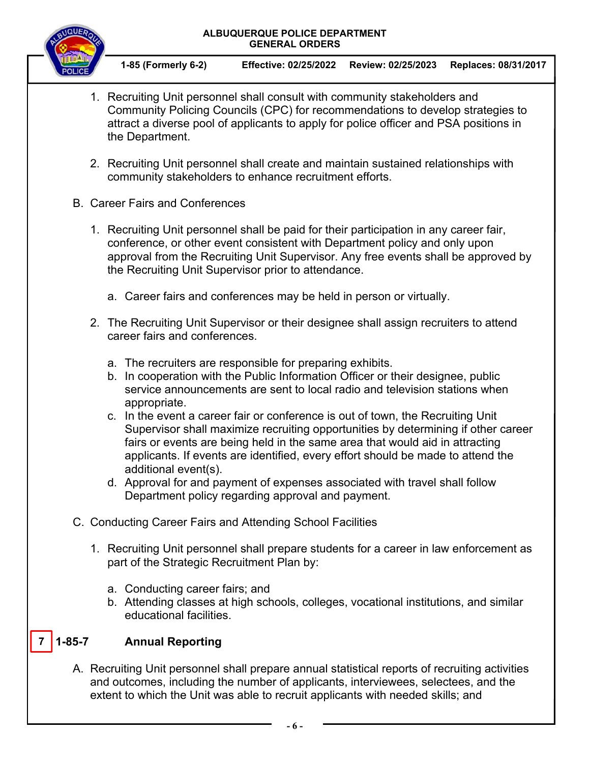1. Recruiting Unit personnel shall consult with community stakeholders and Community Policing Councils (CPC) for recommendations to develop strategies to attract a diverse pool of applicants to apply for police officer and PSA positions in the Department.

2. Recruiting Unit personnel shall create and maintain sustained relationships with community stakeholders to enhance recruitment efforts.

B. Career Fairs and Conferences

1. Recruiting Unit personnel shall be paid for their participation in any career fair, conference, or other event consistent with Department policy and only upon approval from the Recruiting Unit Supervisor. Any free events shall be approved by the Recruiting Unit Supervisor prior to attendance.

   a. Career fairs and conferences may be held in person or virtually.

2. The Recruiting Unit Supervisor or their designee shall assign recruiters to attend career fairs and conferences.

   a. The recruiters are responsible for preparing exhibits.
   b. In cooperation with the Public Information Officer or their designee, public service announcements are sent to local radio and television stations when appropriate.
   c. In the event a career fair or conference is out of town, the Recruiting Unit Supervisor shall maximize recruiting opportunities by determining if other career fairs or events are being held in the same area that would aid in attracting applicants. If events are identified, every effort should be made to attend the additional event(s).
   d. Approval for and payment of expenses associated with travel shall follow Department policy regarding approval and payment.

C. Conducting Career Fairs and Attending School Facilities

1. Recruiting Unit personnel shall prepare students for a career in law enforcement as part of the Strategic Recruitment Plan by:

   a. Conducting career fairs; and
   b. Attending classes at high schools, colleges, vocational institutions, and similar educational facilities.

## 7 1-85-7 Annual Reporting

A. Recruiting Unit personnel shall prepare annual statistical reports of recruiting activities and outcomes, including the number of applicants, interviewees, selectees, and the extent to which the Unit was able to recruit applicants with needed skills; and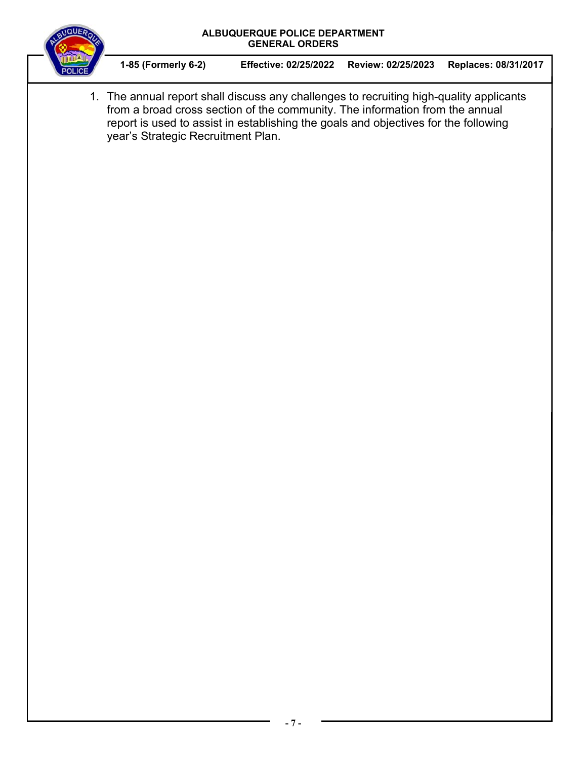1. The annual report shall discuss any challenges to recruiting high-quality applicants from a broad cross section of the community. The information from the annual report is used to assist in establishing the goals and objectives for the following year's Strategic Recruitment Plan.